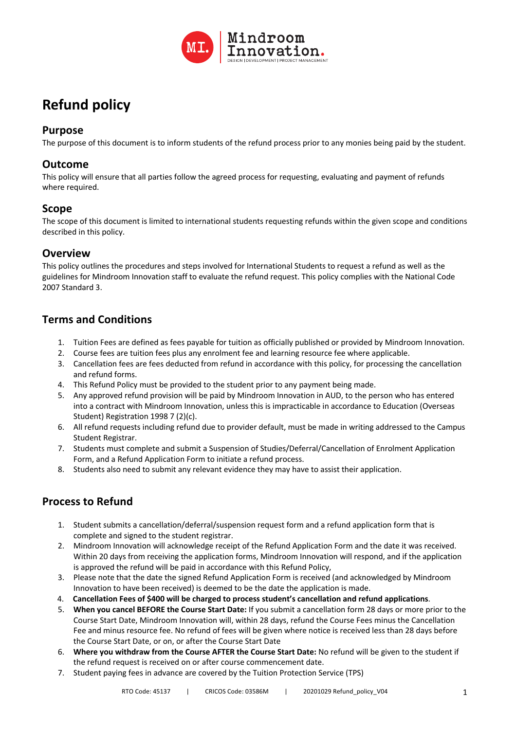# Refund policy

## Purpose

The purpose of this document is to inform students of the refund process prior to any monies being paid by the student.

## Outcome

This policy will ensure that all parties follow the agreed process for requesting, evaluating and payment of refunds where required.

## Scope

The scope of this document is limited to international students requesting refunds within the given scope and conditions described in this policy.

## Overview

This policy outlines the procedures and steps involved for International Students to request a refund as well as the guidelines for Mindroom Innovation staff to evaluate the refund request. This policy complies with the National Code 2007 Standard 3.

## Terms and Conditions

1. Tuition Fees are defined as fees payable for tuition as officially published or provided by Mindroom Innovation.
2. Course fees are tuition fees plus any enrolment fee and learning resource fee where applicable.
3. Cancellation fees are fees deducted from refund in accordance with this policy, for processing the cancellation and refund forms.
4. This Refund Policy must be provided to the student prior to any payment being made.
5. Any approved refund provision will be paid by Mindroom Innovation in AUD, to the person who has entered into a contract with Mindroom Innovation, unless this is impracticable in accordance to Education (Overseas Student) Registration 1998 7 (2)(c).
6. All refund requests including refund due to provider default, must be made in writing addressed to the Campus Student Registrar.
7. Students must complete and submit a Suspension of Studies/Deferral/Cancellation of Enrolment Application Form, and a Refund Application Form to initiate a refund process.
8. Students also need to submit any relevant evidence they may have to assist their application.

## Process to Refund

1. Student submits a cancellation/deferral/suspension request form and a refund application form that is complete and signed to the student registrar.
2. Mindroom Innovation will acknowledge receipt of the Refund Application Form and the date it was received. Within 20 days from receiving the application forms, Mindroom Innovation will respond, and if the application is approved the refund will be paid in accordance with this Refund Policy,
3. Please note that the date the signed Refund Application Form is received (and acknowledged by Mindroom Innovation to have been received) is deemed to be the date the application is made.
4. **Cancellation Fees of $400 will be charged to process student's cancellation and refund applications**.
5. **When you cancel BEFORE the Course Start Date:** If you submit a cancellation form 28 days or more prior to the Course Start Date, Mindroom Innovation will, within 28 days, refund the Course Fees minus the Cancellation Fee and minus resource fee. No refund of fees will be given where notice is received less than 28 days before the Course Start Date, or on, or after the Course Start Date
6. **Where you withdraw from the Course AFTER the Course Start Date:** No refund will be given to the student if the refund request is received on or after course commencement date.
7. Student paying fees in advance are covered by the Tuition Protection Service (TPS)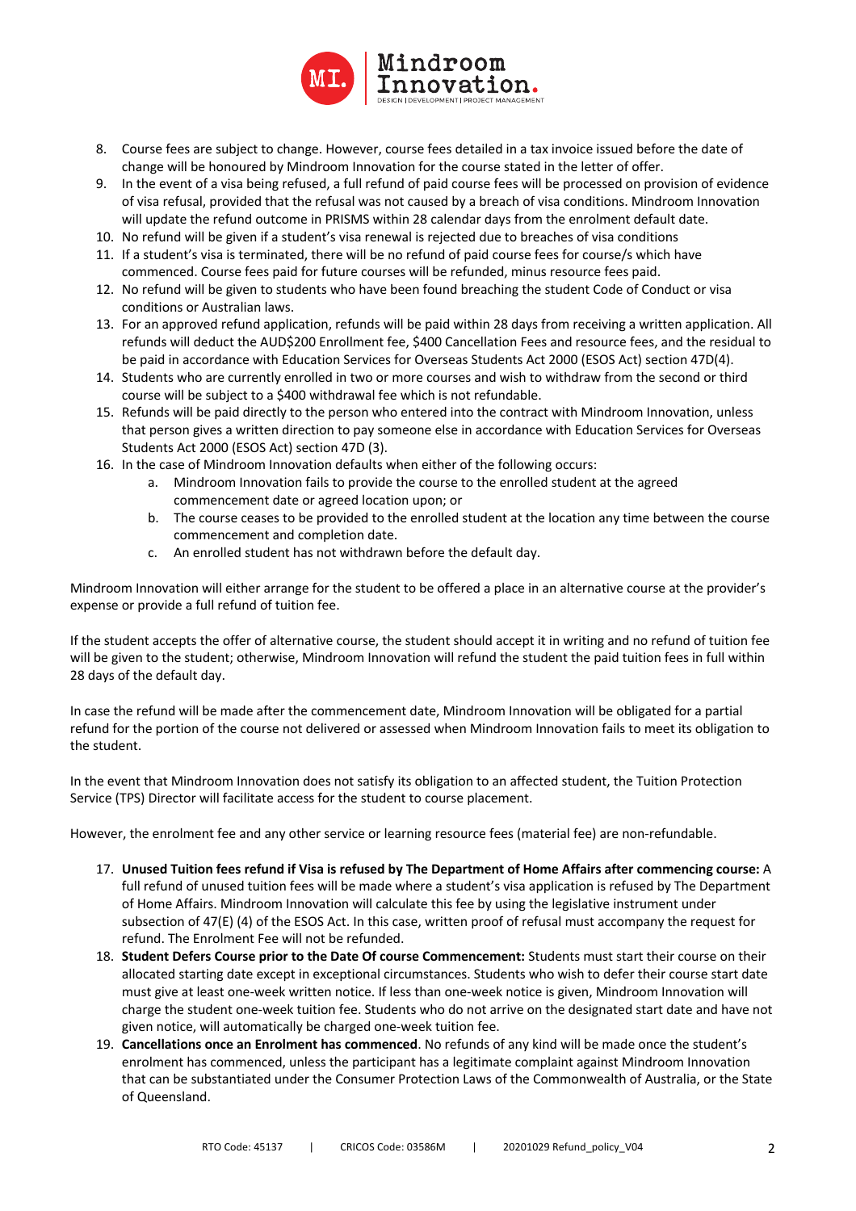8. Course fees are subject to change. However, course fees detailed in a tax invoice issued before the date of change will be honoured by Mindroom Innovation for the course stated in the letter of offer.
9. In the event of a visa being refused, a full refund of paid course fees will be processed on provision of evidence of visa refusal, provided that the refusal was not caused by a breach of visa conditions. Mindroom Innovation will update the refund outcome in PRISMS within 28 calendar days from the enrolment default date.
10. No refund will be given if a student's visa renewal is rejected due to breaches of visa conditions
11. If a student's visa is terminated, there will be no refund of paid course fees for course/s which have commenced. Course fees paid for future courses will be refunded, minus resource fees paid.
12. No refund will be given to students who have been found breaching the student Code of Conduct or visa conditions or Australian laws.
13. For an approved refund application, refunds will be paid within 28 days from receiving a written application. All refunds will deduct the AUD$200 Enrollment fee, $400 Cancellation Fees and resource fees, and the residual to be paid in accordance with Education Services for Overseas Students Act 2000 (ESOS Act) section 47D(4).
14. Students who are currently enrolled in two or more courses and wish to withdraw from the second or third course will be subject to a $400 withdrawal fee which is not refundable.
15. Refunds will be paid directly to the person who entered into the contract with Mindroom Innovation, unless that person gives a written direction to pay someone else in accordance with Education Services for Overseas Students Act 2000 (ESOS Act) section 47D (3).
16. In the case of Mindroom Innovation defaults when either of the following occurs:
    a. Mindroom Innovation fails to provide the course to the enrolled student at the agreed commencement date or agreed location upon; or
    b. The course ceases to be provided to the enrolled student at the location any time between the course commencement and completion date.
    c. An enrolled student has not withdrawn before the default day.

Mindroom Innovation will either arrange for the student to be offered a place in an alternative course at the provider's expense or provide a full refund of tuition fee.

If the student accepts the offer of alternative course, the student should accept it in writing and no refund of tuition fee will be given to the student; otherwise, Mindroom Innovation will refund the student the paid tuition fees in full within 28 days of the default day.

In case the refund will be made after the commencement date, Mindroom Innovation will be obligated for a partial refund for the portion of the course not delivered or assessed when Mindroom Innovation fails to meet its obligation to the student.

In the event that Mindroom Innovation does not satisfy its obligation to an affected student, the Tuition Protection Service (TPS) Director will facilitate access for the student to course placement.

However, the enrolment fee and any other service or learning resource fees (material fee) are non-refundable.

17. **Unused Tuition fees refund if Visa is refused by The Department of Home Affairs after commencing course:** A full refund of unused tuition fees will be made where a student's visa application is refused by The Department of Home Affairs. Mindroom Innovation will calculate this fee by using the legislative instrument under subsection of 47(E) (4) of the ESOS Act. In this case, written proof of refusal must accompany the request for refund. The Enrolment Fee will not be refunded.
18. **Student Defers Course prior to the Date Of course Commencement:** Students must start their course on their allocated starting date except in exceptional circumstances. Students who wish to defer their course start date must give at least one-week written notice. If less than one-week notice is given, Mindroom Innovation will charge the student one-week tuition fee. Students who do not arrive on the designated start date and have not given notice, will automatically be charged one-week tuition fee.
19. **Cancellations once an Enrolment has commenced**. No refunds of any kind will be made once the student's enrolment has commenced, unless the participant has a legitimate complaint against Mindroom Innovation that can be substantiated under the Consumer Protection Laws of the Commonwealth of Australia, or the State of Queensland.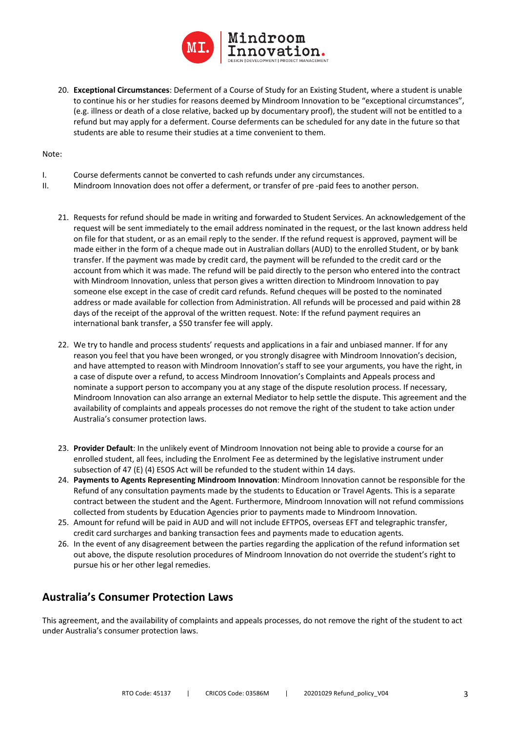20. **Exceptional Circumstances**: Deferment of a Course of Study for an Existing Student, where a student is unable to continue his or her studies for reasons deemed by Mindroom Innovation to be "exceptional circumstances", (e.g. illness or death of a close relative, backed up by documentary proof), the student will not be entitled to a refund but may apply for a deferment. Course deferments can be scheduled for any date in the future so that students are able to resume their studies at a time convenient to them.

Note:

I. Course deferments cannot be converted to cash refunds under any circumstances.

II. Mindroom Innovation does not offer a deferment, or transfer of pre -paid fees to another person.

21. Requests for refund should be made in writing and forwarded to Student Services. An acknowledgement of the request will be sent immediately to the email address nominated in the request, or the last known address held on file for that student, or as an email reply to the sender. If the refund request is approved, payment will be made either in the form of a cheque made out in Australian dollars (AUD) to the enrolled Student, or by bank transfer. If the payment was made by credit card, the payment will be refunded to the credit card or the account from which it was made. The refund will be paid directly to the person who entered into the contract with Mindroom Innovation, unless that person gives a written direction to Mindroom Innovation to pay someone else except in the case of credit card refunds. Refund cheques will be posted to the nominated address or made available for collection from Administration. All refunds will be processed and paid within 28 days of the receipt of the approval of the written request. Note: If the refund payment requires an international bank transfer, a $50 transfer fee will apply.

22. We try to handle and process students' requests and applications in a fair and unbiased manner. If for any reason you feel that you have been wronged, or you strongly disagree with Mindroom Innovation's decision, and have attempted to reason with Mindroom Innovation's staff to see your arguments, you have the right, in a case of dispute over a refund, to access Mindroom Innovation's Complaints and Appeals process and nominate a support person to accompany you at any stage of the dispute resolution process. If necessary, Mindroom Innovation can also arrange an external Mediator to help settle the dispute. This agreement and the availability of complaints and appeals processes do not remove the right of the student to take action under Australia's consumer protection laws.

23. **Provider Default**: In the unlikely event of Mindroom Innovation not being able to provide a course for an enrolled student, all fees, including the Enrolment Fee as determined by the legislative instrument under subsection of 47 (E) (4) ESOS Act will be refunded to the student within 14 days.
24. **Payments to Agents Representing Mindroom Innovation**: Mindroom Innovation cannot be responsible for the Refund of any consultation payments made by the students to Education or Travel Agents. This is a separate contract between the student and the Agent. Furthermore, Mindroom Innovation will not refund commissions collected from students by Education Agencies prior to payments made to Mindroom Innovation.
25. Amount for refund will be paid in AUD and will not include EFTPOS, overseas EFT and telegraphic transfer, credit card surcharges and banking transaction fees and payments made to education agents.
26. In the event of any disagreement between the parties regarding the application of the refund information set out above, the dispute resolution procedures of Mindroom Innovation do not override the student's right to pursue his or her other legal remedies.

## Australia's Consumer Protection Laws

This agreement, and the availability of complaints and appeals processes, do not remove the right of the student to act under Australia's consumer protection laws.